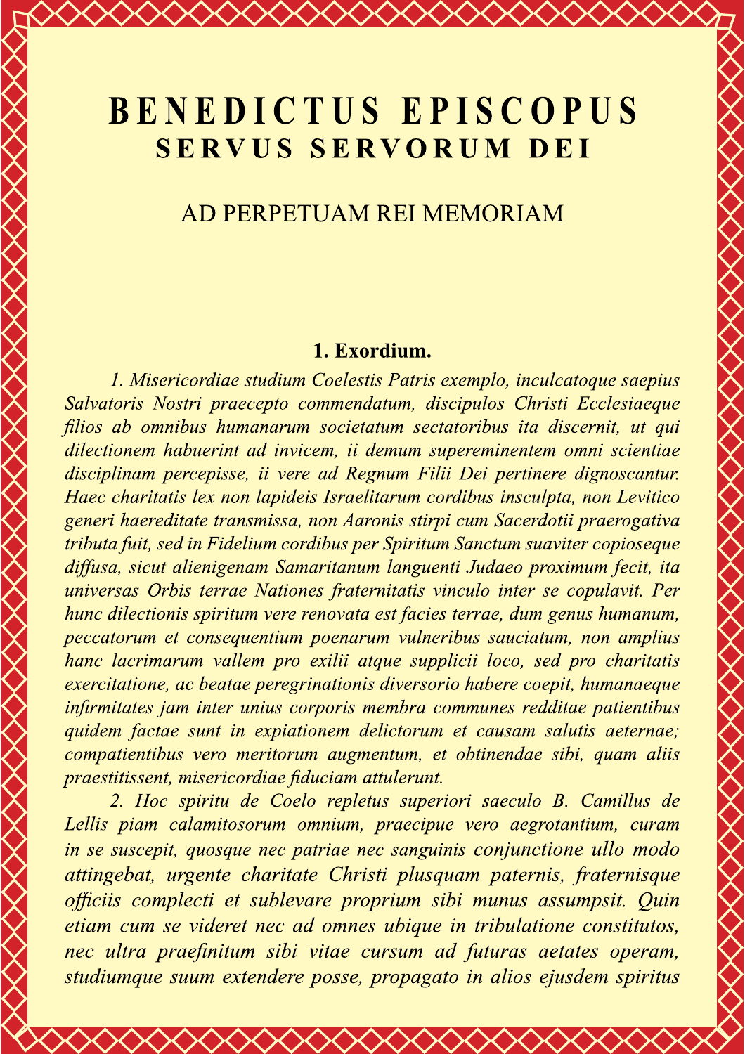# BENEDICTUS EPISCOPUS
## SERVUS SERVORUM DEI

AD PERPETUAM REI MEMORIAM

### 1. Exordium.

*1. Misericordiae studium Coelestis Patris exemplo, inculcatoque saepius Salvatoris Nostri praecepto commendatum, discipulos Christi Ecclesiaeque filios ab omnibus humanarum societatum sectatoribus ita discernit, ut qui dilectionem habuerint ad invicem, ii demum supereminentem omni scientiae disciplinam percepisse, ii vere ad Regnum Filii Dei pertinere dignoscantur. Haec charitatis lex non lapideis Israelitarum cordibus insculpta, non Levitico generi haereditate transmissa, non Aaronis stirpi cum Sacerdotii praerogativa tributa fuit, sed in Fidelium cordibus per Spiritum Sanctum suaviter copioseque diffusa, sicut alienigenam Samaritanum languenti Judaeo proximum fecit, ita universas Orbis terrae Nationes fraternitatis vinculo inter se copulavit. Per hunc dilectionis spiritum vere renovata est facies terrae, dum genus humanum, peccatorum et consequentium poenarum vulneribus sauciatum, non amplius hanc lacrimarum vallem pro exilii atque supplicii loco, sed pro charitatis exercitatione, ac beatae peregrinationis diversorio habere coepit, humanaeque infirmitates jam inter unius corporis membra communes redditae patientibus quidem factae sunt in expiationem delictorum et causam salutis aeternae; compatientibus vero meritorum augmentum, et obtinendae sibi, quam aliis praestitissent, misericordiae fiduciam attulerunt.*

*2. Hoc spiritu de Coelo repletus superiori saeculo B. Camillus de Lellis piam calamitosorum omnium, praecipue vero aegrotantium, curam in se suscepit, quosque nec patriae nec sanguinis conjunctione ullo modo attingebat, urgente charitate Christi plusquam paternis, fraternisque officiis complecti et sublevare proprium sibi munus assumpsit. Quin etiam cum se videret nec ad omnes ubique in tribulatione constitutos, nec ultra praefinitum sibi vitae cursum ad futuras aetates operam, studiumque suum extendere posse, propagato in alios ejusdem spiritus*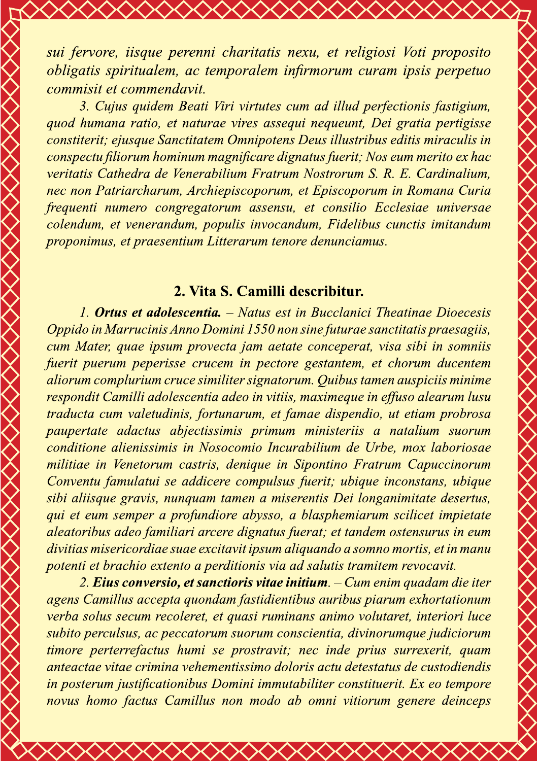*sui fervore, iisque perenni charitatis nexu, et religiosi Voti proposito obligatis spiritualem, ac temporalem infirmorum curam ipsis perpetuo commisit et commendavit.*

*3. Cujus quidem Beati Viri virtutes cum ad illud perfectionis fastigium, quod humana ratio, et naturae vires assequi nequeunt, Dei gratia pertigisse constiterit; ejusque Sanctitatem Omnipotens Deus illustribus editis miraculis in conspectu filiorum hominum magnificare dignatus fuerit; Nos eum merito ex hac veritatis Cathedra de Venerabilium Fratrum Nostrorum S. R. E. Cardinalium, nec non Patriarcharum, Archiepiscoporum, et Episcoporum in Romana Curia frequenti numero congregatorum assensu, et consilio Ecclesiae universae colendum, et venerandum, populis invocandum, Fidelibus cunctis imitandum proponimus, et praesentium Litterarum tenore denunciamus.*

## 2. Vita S. Camilli describitur.

*1.* ***Ortus et adolescentia.*** *– Natus est in Bucclanici Theatinae Dioecesis Oppido in Marrucinis Anno Domini 1550 non sine futurae sanctitatis praesagiis, cum Mater, quae ipsum provecta jam aetate conceperat, visa sibi in somniis fuerit puerum peperisse crucem in pectore gestantem, et chorum ducentem aliorum complurium cruce similiter signatorum. Quibus tamen auspiciis minime respondit Camilli adolescentia adeo in vitiis, maximeque in effuso alearum lusu traducta cum valetudinis, fortunarum, et famae dispendio, ut etiam probrosa paupertate adactus abjectissimis primum ministeriis a natalium suorum conditione alienissimis in Nosocomio Incurabilium de Urbe, mox laboriosae militiae in Venetorum castris, denique in Sipontino Fratrum Capuccinorum Conventu famulatui se addicere compulsus fuerit; ubique inconstans, ubique sibi aliisque gravis, nunquam tamen a miserentis Dei longanimitate desertus, qui et eum semper a profundiore abysso, a blasphemiarum scilicet impietate aleatoribus adeo familiari arcere dignatus fuerat; et tandem ostensurus in eum divitias misericordiae suae excitavit ipsum aliquando a somno mortis, et in manu potenti et brachio extento a perditionis via ad salutis tramitem revocavit.*

*2.* ***Eius conversio, et sanctioris vitae initium***. *– Cum enim quadam die iter agens Camillus accepta quondam fastidientibus auribus piarum exhortationum verba solus secum recoleret, et quasi ruminans animo volutaret, interiori luce subito perculsus, ac peccatorum suorum conscientia, divinorumque judiciorum timore perterrefactus humi se prostravit; nec inde prius surrexerit, quam anteactae vitae crimina vehementissimo doloris actu detestatus de custodiendis in posterum justificationibus Domini immutabiliter constituerit. Ex eo tempore novus homo factus Camillus non modo ab omni vitiorum genere deinceps*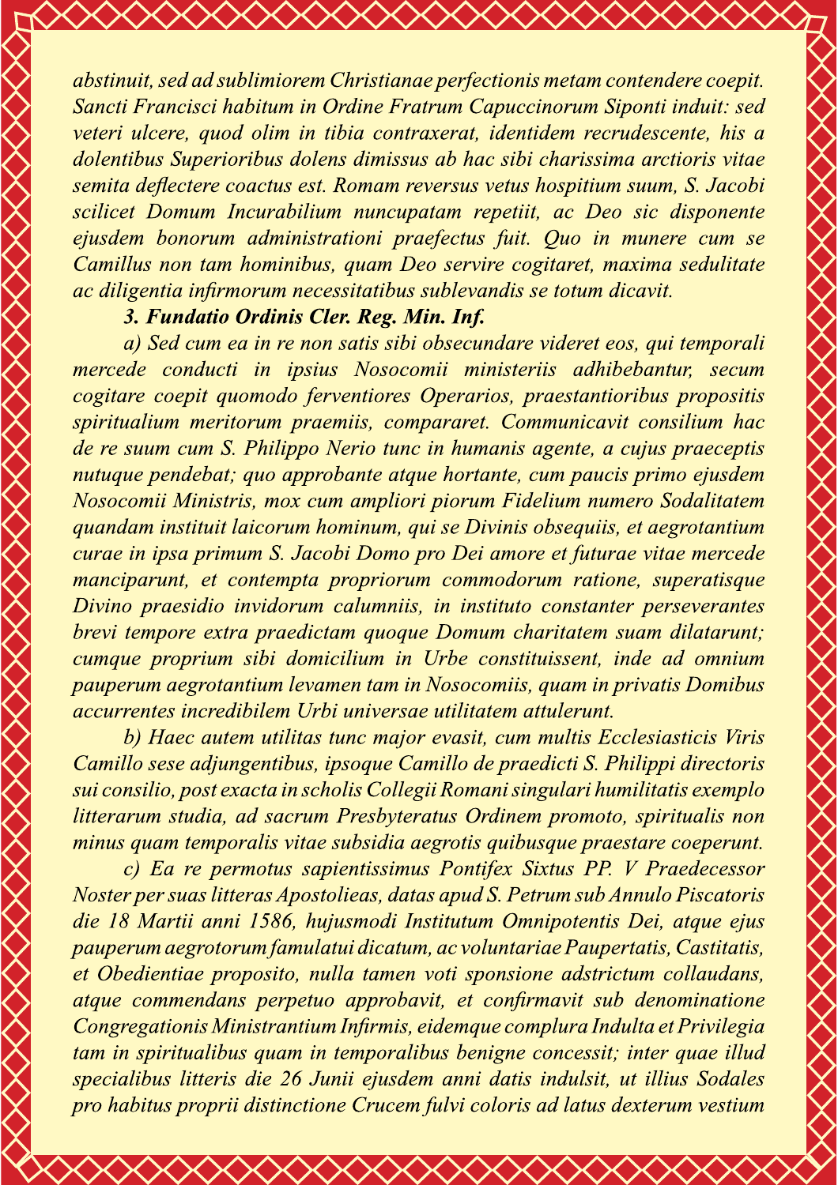*abstinuit, sed ad sublimiorem Christianae perfectionis metam contendere coepit. Sancti Francisci habitum in Ordine Fratrum Capuccinorum Siponti induit: sed veteri ulcere, quod olim in tibia contraxerat, identidem recrudescente, his a dolentibus Superioribus dolens dimissus ab hac sibi charissima arctioris vitae semita deflectere coactus est. Romam reversus vetus hospitium suum, S. Jacobi scilicet Domum Incurabilium nuncupatam repetiit, ac Deo sic disponente ejusdem bonorum administrationi praefectus fuit. Quo in munere cum se Camillus non tam hominibus, quam Deo servire cogitaret, maxima sedulitate ac diligentia infirmorum necessitatibus sublevandis se totum dicavit.*

### *3. Fundatio Ordinis Cler. Reg. Min. Inf.*

*a) Sed cum ea in re non satis sibi obsecundare videret eos, qui temporali mercede conducti in ipsius Nosocomii ministeriis adhibebantur, secum cogitare coepit quomodo ferventiores Operarios, praestantioribus propositis spiritualium meritorum praemiis, compararet. Communicavit consilium hac de re suum cum S. Philippo Nerio tunc in humanis agente, a cujus praeceptis nutuque pendebat; quo approbante atque hortante, cum paucis primo ejusdem Nosocomii Ministris, mox cum ampliori piorum Fidelium numero Sodalitatem quandam instituit laicorum hominum, qui se Divinis obsequiis, et aegrotantium curae in ipsa primum S. Jacobi Domo pro Dei amore et futurae vitae mercede manciparunt, et contempta propriorum commodorum ratione, superatisque Divino praesidio invidorum calumniis, in instituto constanter perseverantes brevi tempore extra praedictam quoque Domum charitatem suam dilatarunt; cumque proprium sibi domicilium in Urbe constituissent, inde ad omnium pauperum aegrotantium levamen tam in Nosocomiis, quam in privatis Domibus accurrentes incredibilem Urbi universae utilitatem attulerunt.*

*b) Haec autem utilitas tunc major evasit, cum multis Ecclesiasticis Viris Camillo sese adjungentibus, ipsoque Camillo de praedicti S. Philippi directoris sui consilio, post exacta in scholis Collegii Romani singulari humilitatis exemplo litterarum studia, ad sacrum Presbyteratus Ordinem promoto, spiritualis non minus quam temporalis vitae subsidia aegrotis quibusque praestare coeperunt.*

*c) Ea re permotus sapientissimus Pontifex Sixtus PP. V Praedecessor Noster per suas litteras Apostolieas, datas apud S. Petrum sub Annulo Piscatoris die 18 Martii anni 1586, hujusmodi Institutum Omnipotentis Dei, atque ejus pauperum aegrotorum famulatui dicatum, ac voluntariae Paupertatis, Castitatis, et Obedientiae proposito, nulla tamen voti sponsione adstrictum collaudans, atque commendans perpetuo approbavit, et confirmavit sub denominatione Congregationis Ministrantium Infirmis, eidemque complura Indulta et Privilegia tam in spiritualibus quam in temporalibus benigne concessit; inter quae illud specialibus litteris die 26 Junii ejusdem anni datis indulsit, ut illius Sodales pro habitus proprii distinctione Crucem fulvi coloris ad latus dexterum vestium*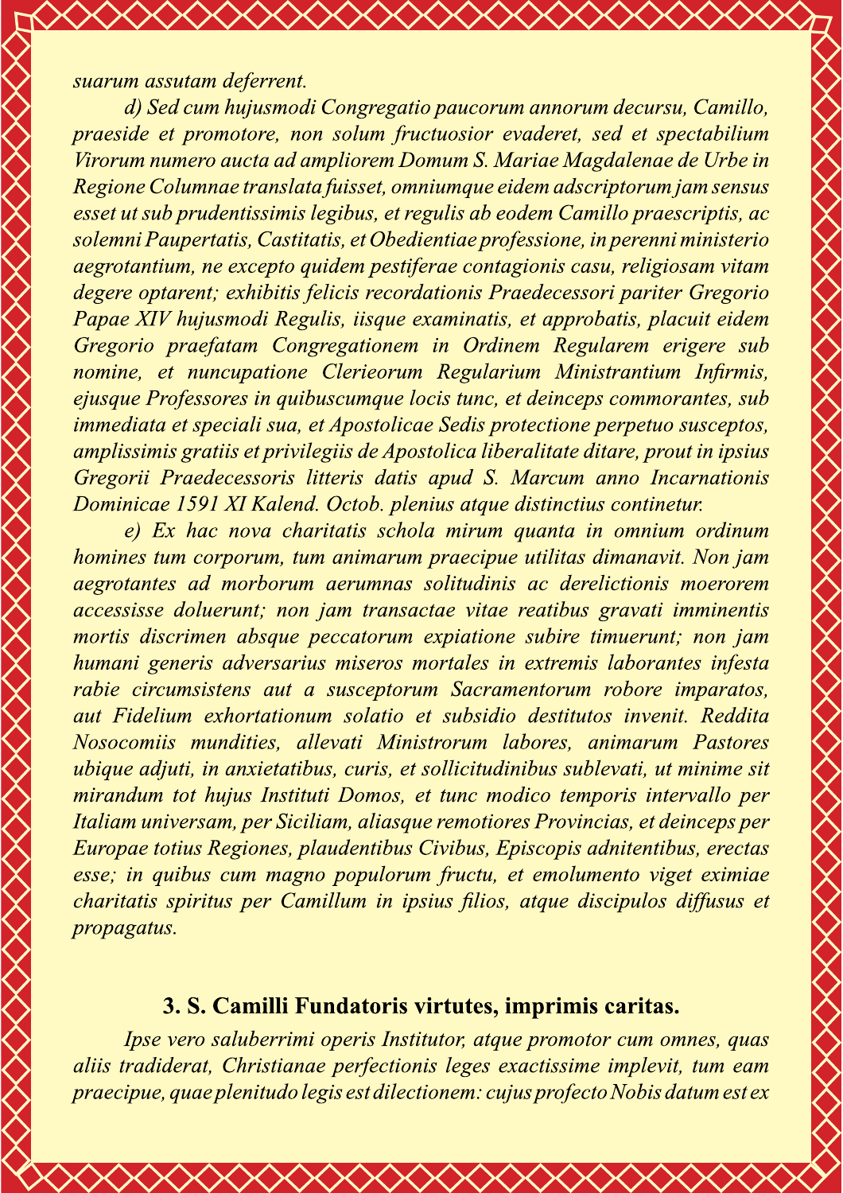*suarum assutam deferrent.*

*d) Sed cum hujusmodi Congregatio paucorum annorum decursu, Camillo, praeside et promotore, non solum fructuosior evaderet, sed et spectabilium Virorum numero aucta ad ampliorem Domum S. Mariae Magdalenae de Urbe in Regione Columnae translata fuisset, omniumque eidem adscriptorum jam sensus esset ut sub prudentissimis legibus, et regulis ab eodem Camillo praescriptis, ac solemni Paupertatis, Castitatis, et Obedientiae professione, in perenni ministerio aegrotantium, ne excepto quidem pestiferae contagionis casu, religiosam vitam degere optarent; exhibitis felicis recordationis Praedecessori pariter Gregorio Papae XIV hujusmodi Regulis, iisque examinatis, et approbatis, placuit eidem Gregorio praefatam Congregationem in Ordinem Regularem erigere sub nomine, et nuncupatione Clerieorum Regularium Ministrantium Infirmis, ejusque Professores in quibuscumque locis tunc, et deinceps commorantes, sub immediata et speciali sua, et Apostolicae Sedis protectione perpetuo susceptos, amplissimis gratiis et privilegiis de Apostolica liberalitate ditare, prout in ipsius Gregorii Praedecessoris litteris datis apud S. Marcum anno Incarnationis Dominicae 1591 XI Kalend. Octob. plenius atque distinctius continetur.*

*e) Ex hac nova charitatis schola mirum quanta in omnium ordinum homines tum corporum, tum animarum praecipue utilitas dimanavit. Non jam aegrotantes ad morborum aerumnas solitudinis ac derelictionis moerorem accessisse doluerunt; non jam transactae vitae reatibus gravati imminentis mortis discrimen absque peccatorum expiatione subire timuerunt; non jam humani generis adversarius miseros mortales in extremis laborantes infesta rabie circumsistens aut a susceptorum Sacramentorum robore imparatos, aut Fidelium exhortationum solatio et subsidio destitutos invenit. Reddita Nosocomiis mundities, allevati Ministrorum labores, animarum Pastores ubique adjuti, in anxietatibus, curis, et sollicitudinibus sublevati, ut minime sit mirandum tot hujus Instituti Domos, et tunc modico temporis intervallo per Italiam universam, per Siciliam, aliasque remotiores Provincias, et deinceps per Europae totius Regiones, plaudentibus Civibus, Episcopis adnitentibus, erectas esse; in quibus cum magno populorum fructu, et emolumento viget eximiae charitatis spiritus per Camillum in ipsius filios, atque discipulos diffusus et propagatus.*

### 3. S. Camilli Fundatoris virtutes, imprimis caritas.

*Ipse vero saluberrimi operis Institutor, atque promotor cum omnes, quas aliis tradiderat, Christianae perfectionis leges exactissime implevit, tum eam praecipue, quae plenitudo legis est dilectionem: cujus profecto Nobis datum est ex*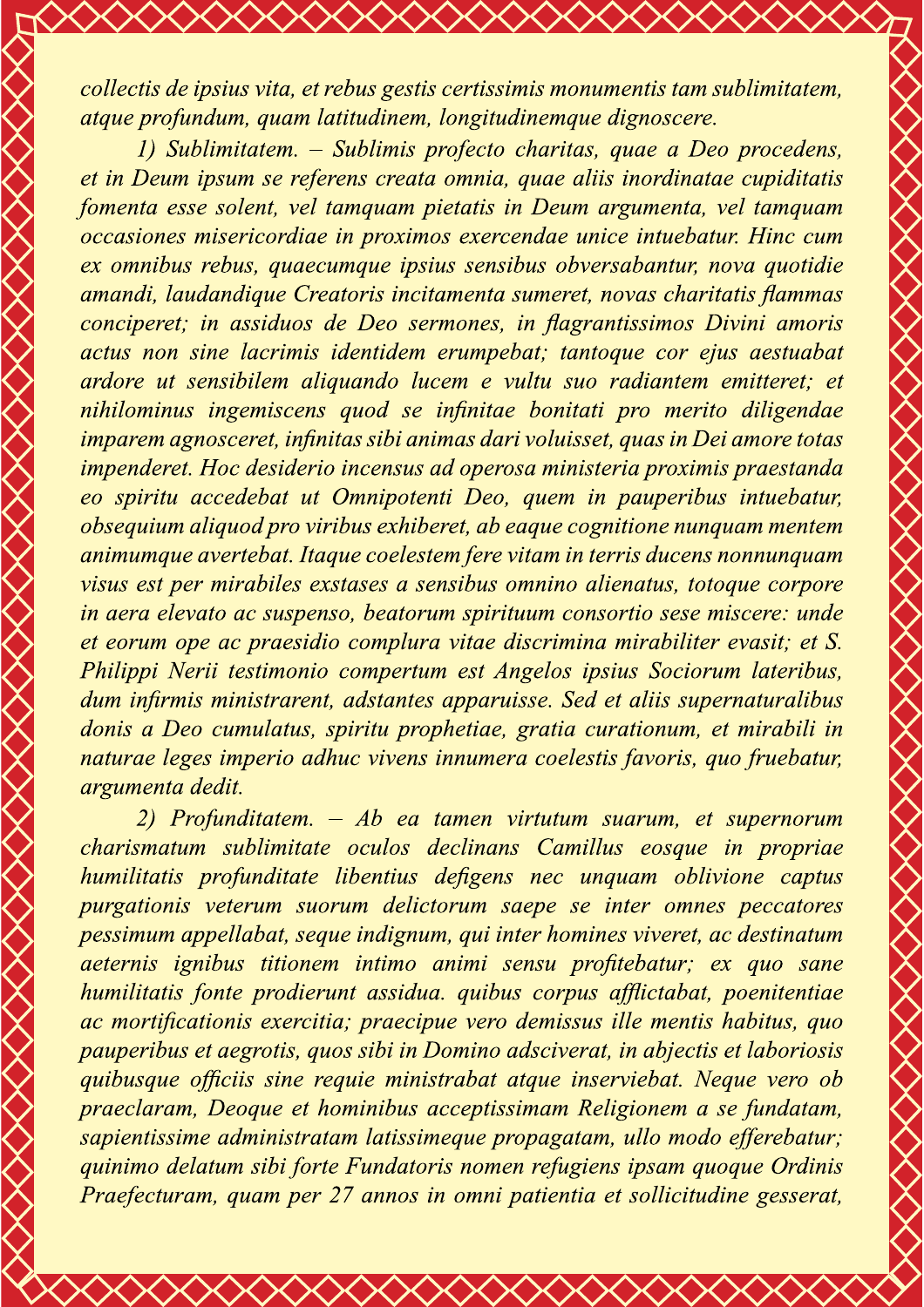*collectis de ipsius vita, et rebus gestis certissimis monumentis tam sublimitatem, atque profundum, quam latitudinem, longitudinemque dignoscere.*

*1) Sublimitatem. – Sublimis profecto charitas, quae a Deo procedens, et in Deum ipsum se referens creata omnia, quae aliis inordinatae cupiditatis fomenta esse solent, vel tamquam pietatis in Deum argumenta, vel tamquam occasiones misericordiae in proximos exercendae unice intuebatur. Hinc cum ex omnibus rebus, quaecumque ipsius sensibus obversabantur, nova quotidie amandi, laudandique Creatoris incitamenta sumeret, novas charitatis flammas conciperet; in assiduos de Deo sermones, in flagrantissimos Divini amoris actus non sine lacrimis identidem erumpebat; tantoque cor ejus aestuabat ardore ut sensibilem aliquando lucem e vultu suo radiantem emitteret; et nihilominus ingemiscens quod se infinitae bonitati pro merito diligendae imparem agnosceret, infinitas sibi animas dari voluisset, quas in Dei amore totas impenderet. Hoc desiderio incensus ad operosa ministeria proximis praestanda eo spiritu accedebat ut Omnipotenti Deo, quem in pauperibus intuebatur, obsequium aliquod pro viribus exhiberet, ab eaque cognitione nunquam mentem animumque avertebat. Itaque coelestem fere vitam in terris ducens nonnunquam visus est per mirabiles exstases a sensibus omnino alienatus, totoque corpore in aera elevato ac suspenso, beatorum spirituum consortio sese miscere: unde et eorum ope ac praesidio complura vitae discrimina mirabiliter evasit; et S. Philippi Nerii testimonio compertum est Angelos ipsius Sociorum lateribus, dum infirmis ministrarent, adstantes apparuisse. Sed et aliis supernaturalibus donis a Deo cumulatus, spiritu prophetiae, gratia curationum, et mirabili in naturae leges imperio adhuc vivens innumera coelestis favoris, quo fruebatur, argumenta dedit.*

*2) Profunditatem. – Ab ea tamen virtutum suarum, et supernorum charismatum sublimitate oculos declinans Camillus eosque in propriae humilitatis profunditate libentius defigens nec unquam oblivione captus purgationis veterum suorum delictorum saepe se inter omnes peccatores pessimum appellabat, seque indignum, qui inter homines viveret, ac destinatum aeternis ignibus titionem intimo animi sensu profitebatur; ex quo sane humilitatis fonte prodierunt assidua. quibus corpus afflictabat, poenitentiae ac mortificationis exercitia; praecipue vero demissus ille mentis habitus, quo pauperibus et aegrotis, quos sibi in Domino adsciverat, in abjectis et laboriosis quibusque officiis sine requie ministrabat atque inserviebat. Neque vero ob praeclaram, Deoque et hominibus acceptissimam Religionem a se fundatam, sapientissime administratam latissimeque propagatam, ullo modo efferebatur; quinimo delatum sibi forte Fundatoris nomen refugiens ipsam quoque Ordinis Praefecturam, quam per 27 annos in omni patientia et sollicitudine gesserat,*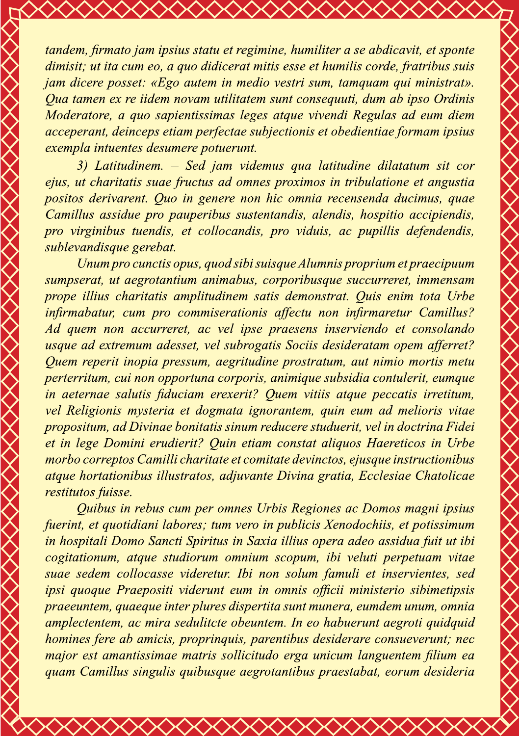*tandem, firmato jam ipsius statu et regimine, humiliter a se abdicavit, et sponte dimisit; ut ita cum eo, a quo didicerat mitis esse et humilis corde, fratribus suis jam dicere posset: «Ego autem in medio vestri sum, tamquam qui ministrat». Qua tamen ex re iidem novam utilitatem sunt consequuti, dum ab ipso Ordinis Moderatore, a quo sapientissimas leges atque vivendi Regulas ad eum diem acceperant, deinceps etiam perfectae subjectionis et obedientiae formam ipsius exempla intuentes desumere potuerunt.*

*3) Latitudinem. – Sed jam videmus qua latitudine dilatatum sit cor ejus, ut charitatis suae fructus ad omnes proximos in tribulatione et angustia positos derivarent. Quo in genere non hic omnia recensenda ducimus, quae Camillus assidue pro pauperibus sustentandis, alendis, hospitio accipiendis, pro virginibus tuendis, et collocandis, pro viduis, ac pupillis defendendis, sublevandisque gerebat.*

*Unum pro cunctis opus, quod sibi suisque Alumnis proprium et praecipuum sumpserat, ut aegrotantium animabus, corporibusque succurreret, immensam prope illius charitatis amplitudinem satis demonstrat. Quis enim tota Urbe infirmabatur, cum pro commiserationis affectu non infirmaretur Camillus? Ad quem non accurreret, ac vel ipse praesens inserviendo et consolando usque ad extremum adesset, vel subrogatis Sociis desideratam opem afferret? Quem reperit inopia pressum, aegritudine prostratum, aut nimio mortis metu perterritum, cui non opportuna corporis, animique subsidia contulerit, eumque in aeternae salutis fiduciam erexerit? Quem vitiis atque peccatis irretitum, vel Religionis mysteria et dogmata ignorantem, quin eum ad melioris vitae propositum, ad Divinae bonitatis sinum reducere studuerit, vel in doctrina Fidei et in lege Domini erudierit? Quin etiam constat aliquos Haereticos in Urbe morbo correptos Camilli charitate et comitate devinctos, ejusque instructionibus atque hortationibus illustratos, adjuvante Divina gratia, Ecclesiae Chatolicae restitutos fuisse.*

*Quibus in rebus cum per omnes Urbis Regiones ac Domos magni ipsius fuerint, et quotidiani labores; tum vero in publicis Xenodochiis, et potissimum in hospitali Domo Sancti Spiritus in Saxia illius opera adeo assidua fuit ut ibi cogitationum, atque studiorum omnium scopum, ibi veluti perpetuam vitae suae sedem collocasse videretur. Ibi non solum famuli et inservientes, sed ipsi quoque Praepositi viderunt eum in omnis officii ministerio sibimetipsis praeeuntem, quaeque inter plures dispertita sunt munera, eumdem unum, omnia amplectentem, ac mira sedulitcte obeuntem. In eo habuerunt aegroti quidquid homines fere ab amicis, proprinquis, parentibus desiderare consueverunt; nec major est amantissimae matris sollicitudo erga unicum languentem filium ea quam Camillus singulis quibusque aegrotantibus praestabat, eorum desideria*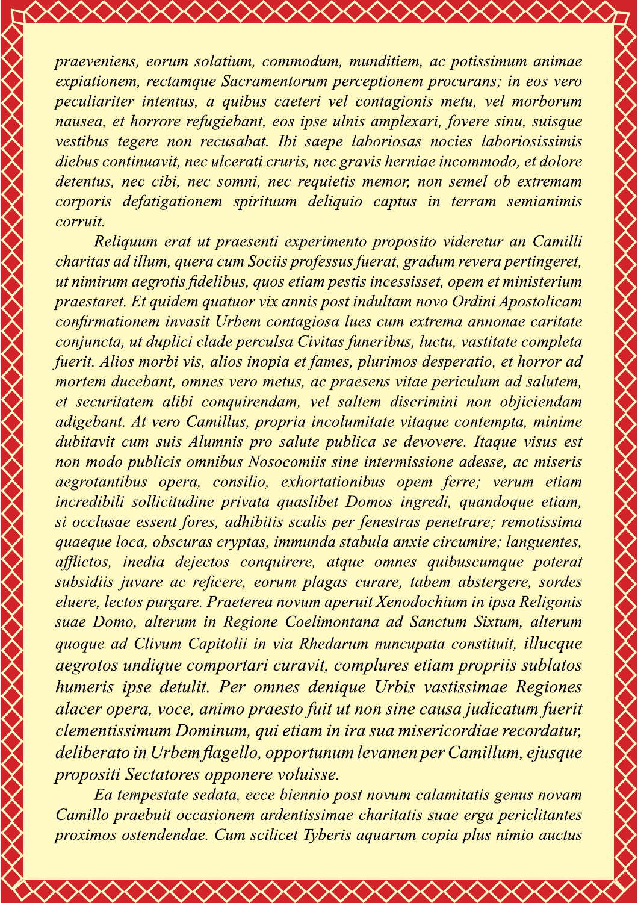*praeveniens, eorum solatium, commodum, munditiem, ac potissimum animae expiationem, rectamque Sacramentorum perceptionem procurans; in eos vero peculiariter intentus, a quibus caeteri vel contagionis metu, vel morborum nausea, et horrore refugiebant, eos ipse ulnis amplexari, fovere sinu, suisque vestibus tegere non recusabat. Ibi saepe laboriosas nocies laboriosissimis diebus continuavit, nec ulcerati cruris, nec gravis herniae incommodo, et dolore detentus, nec cibi, nec somni, nec requietis memor, non semel ob extremam corporis defatigationem spirituum deliquio captus in terram semianimis corruit.*

*Reliquum erat ut praesenti experimento proposito videretur an Camilli charitas ad illum, quera cum Sociis professus fuerat, gradum revera pertingeret, ut nimirum aegrotis fidelibus, quos etiam pestis incessisset, opem et ministerium praestaret. Et quidem quatuor vix annis post indultam novo Ordini Apostolicam confirmationem invasit Urbem contagiosa lues cum extrema annonae caritate conjuncta, ut duplici clade perculsa Civitas funeribus, luctu, vastitate completa fuerit. Alios morbi vis, alios inopia et fames, plurimos desperatio, et horror ad mortem ducebant, omnes vero metus, ac praesens vitae periculum ad salutem, et securitatem alibi conquirendam, vel saltem discrimini non objiciendam adigebant. At vero Camillus, propria incolumitate vitaque contempta, minime dubitavit cum suis Alumnis pro salute publica se devovere. Itaque visus est non modo publicis omnibus Nosocomiis sine intermissione adesse, ac miseris aegrotantibus opera, consilio, exhortationibus opem ferre; verum etiam incredibili sollicitudine privata quaslibet Domos ingredi, quandoque etiam, si occlusae essent fores, adhibitis scalis per fenestras penetrare; remotissima quaeque loca, obscuras cryptas, immunda stabula anxie circumire; languentes, afflictos, inedia dejectos conquirere, atque omnes quibuscumque poterat subsidiis juvare ac reficere, eorum plagas curare, tabem abstergere, sordes eluere, lectos purgare. Praeterea novum aperuit Xenodochium in ipsa Religonis suae Domo, alterum in Regione Coelimontana ad Sanctum Sixtum, alterum quoque ad Clivum Capitolii in via Rhedarum nuncupata constituit, illucque aegrotos undique comportari curavit, complures etiam propriis sublatos humeris ipse detulit. Per omnes denique Urbis vastissimae Regiones alacer opera, voce, animo praesto fuit ut non sine causa judicatum fuerit clementissimum Dominum, qui etiam in ira sua misericordiae recordatur, deliberato in Urbem flagello, opportunum levamen per Camillum, ejusque propositi Sectatores opponere voluisse.*

*Ea tempestate sedata, ecce biennio post novum calamitatis genus novam Camillo praebuit occasionem ardentissimae charitatis suae erga periclitantes proximos ostendendae. Cum scilicet Tyberis aquarum copia plus nimio auctus*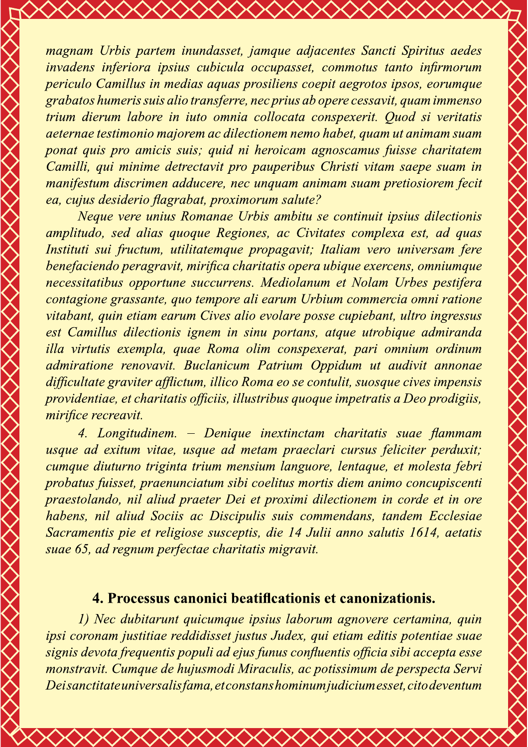*magnam Urbis partem inundasset, jamque adjacentes Sancti Spiritus aedes invadens inferiora ipsius cubicula occupasset, commotus tanto infirmorum periculo Camillus in medias aquas prosiliens coepit aegrotos ipsos, eorumque grabatos humeris suis alio transferre, nec prius ab opere cessavit, quam immenso trium dierum labore in iuto omnia collocata conspexerit. Quod si veritatis aeternae testimonio majorem ac dilectionem nemo habet, quam ut animam suam ponat quis pro amicis suis; quid ni heroicam agnoscamus fuisse charitatem Camilli, qui minime detrectavit pro pauperibus Christi vitam saepe suam in manifestum discrimen adducere, nec unquam animam suam pretiosiorem fecit ea, cujus desiderio flagrabat, proximorum salute?*

*Neque vere unius Romanae Urbis ambitu se continuit ipsius dilectionis amplitudo, sed alias quoque Regiones, ac Civitates complexa est, ad quas Instituti sui fructum, utilitatemque propagavit; Italiam vero universam fere benefaciendo peragravit, mirifica charitatis opera ubique exercens, omniumque necessitatibus opportune succurrens. Mediolanum et Nolam Urbes pestifera contagione grassante, quo tempore ali earum Urbium commercia omni ratione vitabant, quin etiam earum Cives alio evolare posse cupiebant, ultro ingressus est Camillus dilectionis ignem in sinu portans, atque utrobique admiranda illa virtutis exempla, quae Roma olim conspexerat, pari omnium ordinum admiratione renovavit. Buclanicum Patrium Oppidum ut audivit annonae difficultate graviter afflictum, illico Roma eo se contulit, suosque cives impensis providentiae, et charitatis officiis, illustribus quoque impetratis a Deo prodigiis, mirifice recreavit.*

*4. Longitudinem. – Denique inextinctam charitatis suae flammam usque ad exitum vitae, usque ad metam praeclari cursus feliciter perduxit; cumque diuturno triginta trium mensium languore, lentaque, et molesta febri probatus fuisset, praenunciatum sibi coelitus mortis diem animo concupiscenti praestolando, nil aliud praeter Dei et proximi dilectionem in corde et in ore habens, nil aliud Sociis ac Discipulis suis commendans, tandem Ecclesiae Sacramentis pie et religiose susceptis, die 14 Julii anno salutis 1614, aetatis suae 65, ad regnum perfectae charitatis migravit.*

## 4. Processus canonici beatificationis et canonizationis.

*1) Nec dubitarunt quicumque ipsius laborum agnovere certamina, quin ipsi coronam justitiae reddidisset justus Judex, qui etiam editis potentiae suae signis devota frequentis populi ad ejus funus confluentis officia sibi accepta esse monstravit. Cumque de hujusmodi Miraculis, ac potissimum de perspecta Servi Dei sanctitate universalis fama, et constans hominum judicium esset, cito deventum*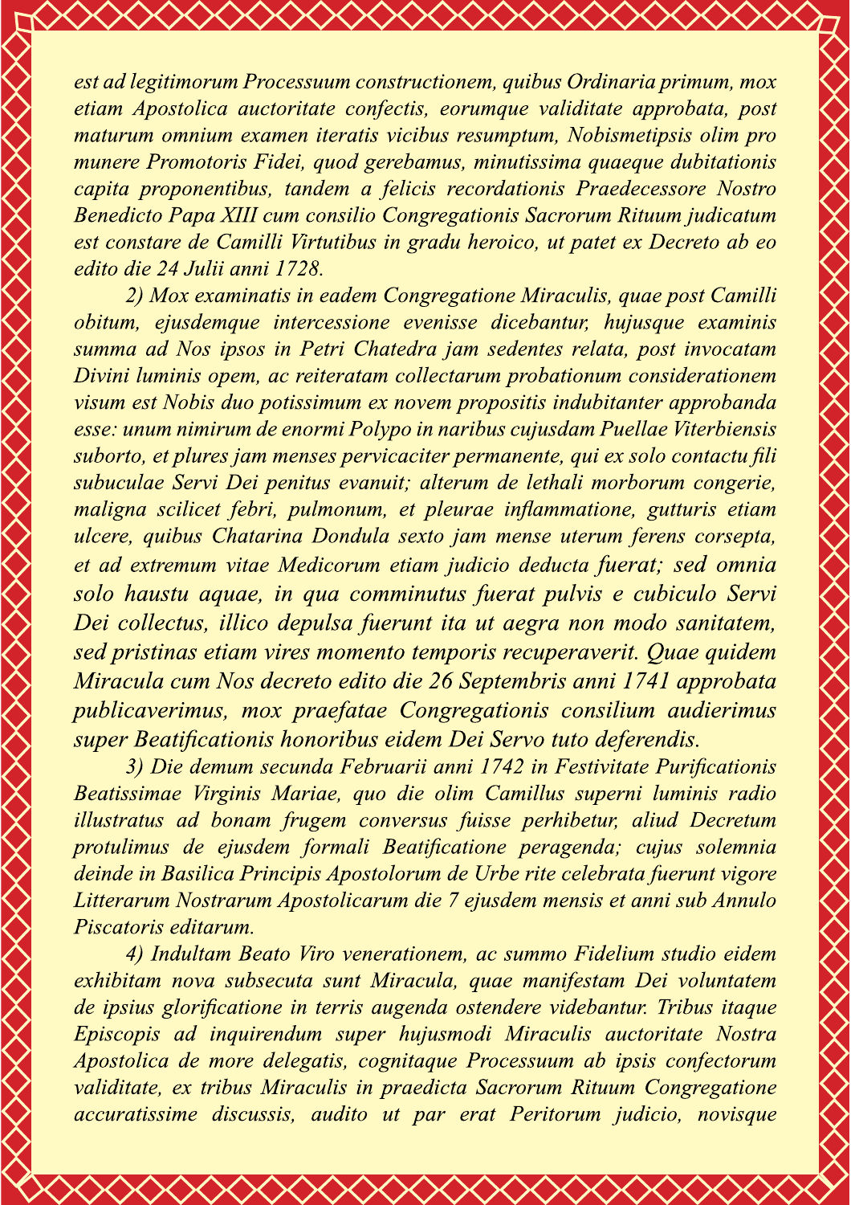*est ad legitimorum Processuum constructionem, quibus Ordinaria primum, mox etiam Apostolica auctoritate confectis, eorumque validitate approbata, post maturum omnium examen iteratis vicibus resumptum, Nobismetipsis olim pro munere Promotoris Fidei, quod gerebamus, minutissima quaeque dubitationis capita proponentibus, tandem a felicis recordationis Praedecessore Nostro Benedicto Papa XIII cum consilio Congregationis Sacrorum Rituum judicatum est constare de Camilli Virtutibus in gradu heroico, ut patet ex Decreto ab eo edito die 24 Julii anni 1728.*

*2) Mox examinatis in eadem Congregatione Miraculis, quae post Camilli obitum, ejusdemque intercessione evenisse dicebantur, hujusque examinis summa ad Nos ipsos in Petri Chatedra jam sedentes relata, post invocatam Divini luminis opem, ac reiteratam collectarum probationum considerationem visum est Nobis duo potissimum ex novem propositis indubitanter approbanda esse: unum nimirum de enormi Polypo in naribus cujusdam Puellae Viterbiensis suborto, et plures jam menses pervicaciter permanente, qui ex solo contactu fili subuculae Servi Dei penitus evanuit; alterum de lethali morborum congerie, maligna scilicet febri, pulmonum, et pleurae inflammatione, gutturis etiam ulcere, quibus Chatarina Dondula sexto jam mense uterum ferens corsepta, et ad extremum vitae Medicorum etiam judicio deducta fuerat; sed omnia solo haustu aquae, in qua comminutus fuerat pulvis e cubiculo Servi Dei collectus, illico depulsa fuerunt ita ut aegra non modo sanitatem, sed pristinas etiam vires momento temporis recuperaverit. Quae quidem Miracula cum Nos decreto edito die 26 Septembris anni 1741 approbata publicaverimus, mox praefatae Congregationis consilium audierimus super Beatificationis honoribus eidem Dei Servo tuto deferendis.*

*3) Die demum secunda Februarii anni 1742 in Festivitate Purificationis Beatissimae Virginis Mariae, quo die olim Camillus superni luminis radio illustratus ad bonam frugem conversus fuisse perhibetur, aliud Decretum protulimus de ejusdem formali Beatificatione peragenda; cujus solemnia deinde in Basilica Principis Apostolorum de Urbe rite celebrata fuerunt vigore Litterarum Nostrarum Apostolicarum die 7 ejusdem mensis et anni sub Annulo Piscatoris editarum.*

*4) Indultam Beato Viro venerationem, ac summo Fidelium studio eidem exhibitam nova subsecuta sunt Miracula, quae manifestam Dei voluntatem de ipsius glorificatione in terris augenda ostendere videbantur. Tribus itaque Episcopis ad inquirendum super hujusmodi Miraculis auctoritate Nostra Apostolica de more delegatis, cognitaque Processuum ab ipsis confectorum validitate, ex tribus Miraculis in praedicta Sacrorum Rituum Congregatione accuratissime discussis, audito ut par erat Peritorum judicio, novisque*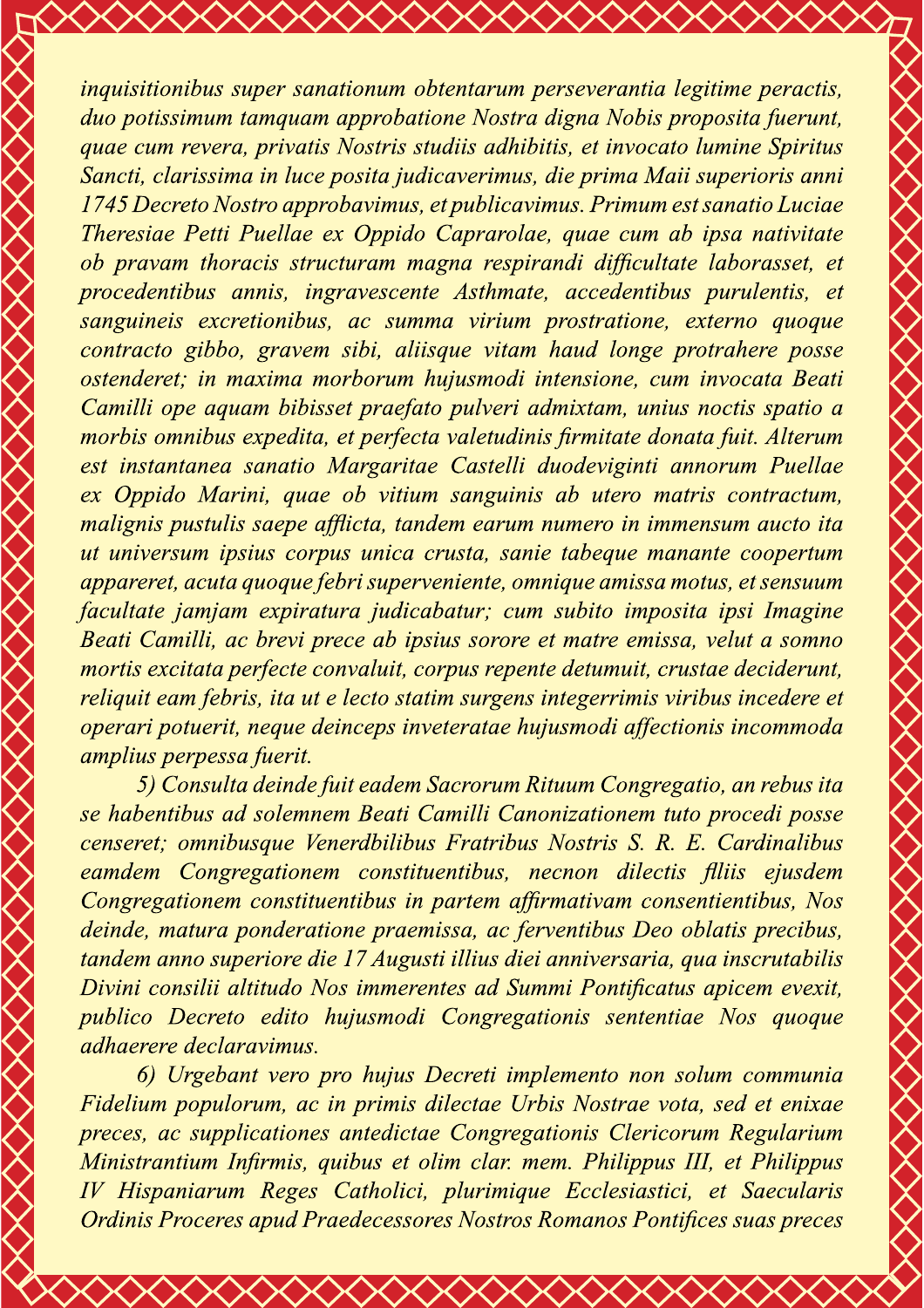*inquisitionibus super sanationum obtentarum perseverantia legitime peractis, duo potissimum tamquam approbatione Nostra digna Nobis proposita fuerunt, quae cum revera, privatis Nostris studiis adhibitis, et invocato lumine Spiritus Sancti, clarissima in luce posita judicaverimus, die prima Maii superioris anni 1745 Decreto Nostro approbavimus, et publicavimus. Primum est sanatio Luciae Theresiae Petti Puellae ex Oppido Caprarolae, quae cum ab ipsa nativitate ob pravam thoracis structuram magna respirandi difficultate laborasset, et procedentibus annis, ingravescente Asthmate, accedentibus purulentis, et sanguineis excretionibus, ac summa virium prostratione, externo quoque contracto gibbo, gravem sibi, aliisque vitam haud longe protrahere posse ostenderet; in maxima morborum hujusmodi intensione, cum invocata Beati Camilli ope aquam bibisset praefato pulveri admixtam, unius noctis spatio a morbis omnibus expedita, et perfecta valetudinis firmitate donata fuit. Alterum est instantanea sanatio Margaritae Castelli duodeviginti annorum Puellae ex Oppido Marini, quae ob vitium sanguinis ab utero matris contractum, malignis pustulis saepe afflicta, tandem earum numero in immensum aucto ita ut universum ipsius corpus unica crusta, sanie tabeque manante coopertum appareret, acuta quoque febri superveniente, omnique amissa motus, et sensuum facultate jamjam expiratura judicabatur; cum subito imposita ipsi Imagine Beati Camilli, ac brevi prece ab ipsius sorore et matre emissa, velut a somno mortis excitata perfecte convaluit, corpus repente detumuit, crustae deciderunt, reliquit eam febris, ita ut e lecto statim surgens integerrimis viribus incedere et operari potuerit, neque deinceps inveteratae hujusmodi affectionis incommoda amplius perpessa fuerit.*

*5) Consulta deinde fuit eadem Sacrorum Rituum Congregatio, an rebus ita se habentibus ad solemnem Beati Camilli Canonizationem tuto procedi posse censeret; omnibusque Venerdbilibus Fratribus Nostris S. R. E. Cardinalibus eamdem Congregationem constituentibus, necnon dilectis flliis ejusdem Congregationem constituentibus in partem affirmativam consentientibus, Nos deinde, matura ponderatione praemissa, ac ferventibus Deo oblatis precibus, tandem anno superiore die 17 Augusti illius diei anniversaria, qua inscrutabilis Divini consilii altitudo Nos immerentes ad Summi Pontificatus apicem evexit, publico Decreto edito hujusmodi Congregationis sententiae Nos quoque adhaerere declaravimus.*

*6) Urgebant vero pro hujus Decreti implemento non solum communia Fidelium populorum, ac in primis dilectae Urbis Nostrae vota, sed et enixae preces, ac supplicationes antedictae Congregationis Clericorum Regularium Ministrantium Infirmis, quibus et olim clar. mem. Philippus III, et Philippus IV Hispaniarum Reges Catholici, plurimique Ecclesiastici, et Saecularis Ordinis Proceres apud Praedecessores Nostros Romanos Pontifices suas preces*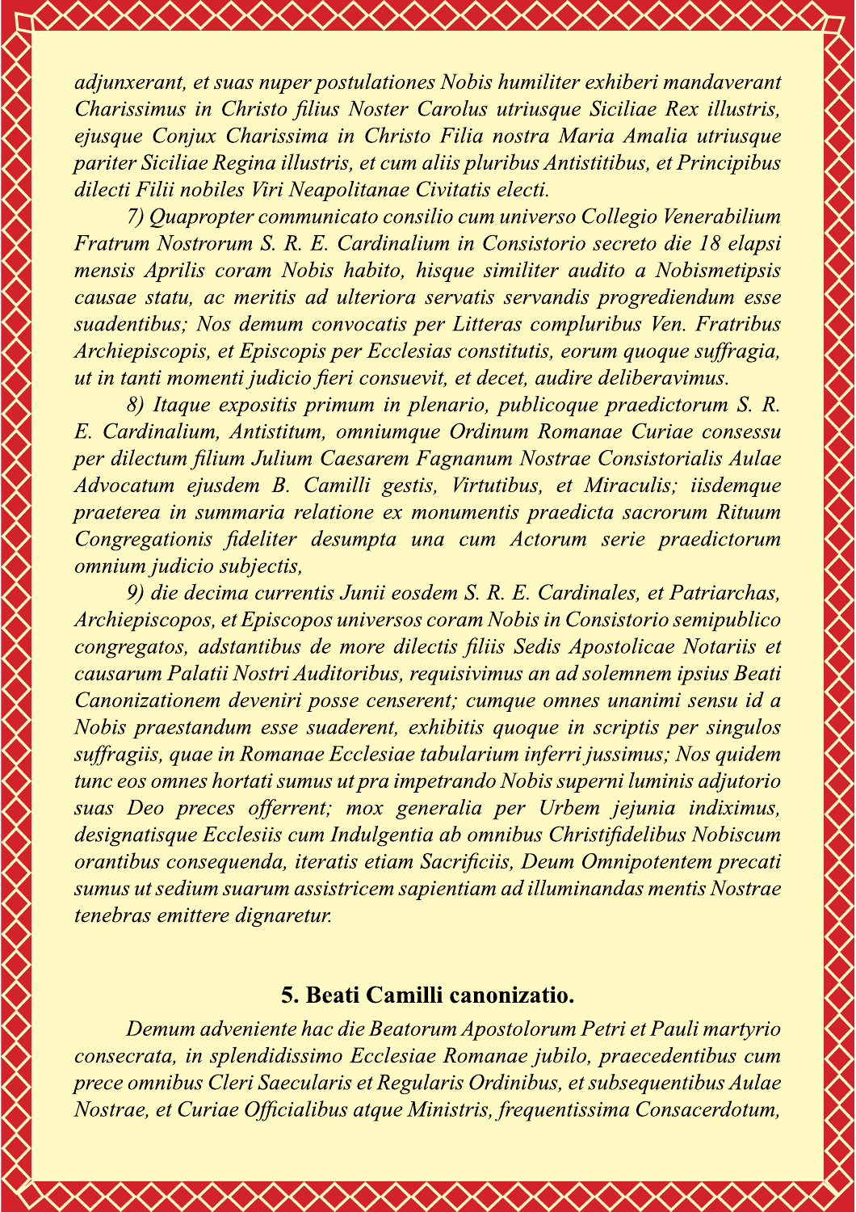*adjunxerant, et suas nuper postulationes Nobis humiliter exhiberi mandaverant Charissimus in Christo filius Noster Carolus utriusque Siciliae Rex illustris, ejusque Conjux Charissima in Christo Filia nostra Maria Amalia utriusque pariter Siciliae Regina illustris, et cum aliis pluribus Antistitibus, et Principibus dilecti Filii nobiles Viri Neapolitanae Civitatis electi.*

*7) Quapropter communicato consilio cum universo Collegio Venerabilium Fratrum Nostrorum S. R. E. Cardinalium in Consistorio secreto die 18 elapsi mensis Aprilis coram Nobis habito, hisque similiter audito a Nobismetipsis causae statu, ac meritis ad ulteriora servatis servandis progrediendum esse suadentibus; Nos demum convocatis per Litteras compluribus Ven. Fratribus Archiepiscopis, et Episcopis per Ecclesias constitutis, eorum quoque suffragia, ut in tanti momenti judicio fieri consuevit, et decet, audire deliberavimus.*

*8) Itaque expositis primum in plenario, publicoque praedictorum S. R. E. Cardinalium, Antistitum, omniumque Ordinum Romanae Curiae consessu per dilectum filium Julium Caesarem Fagnanum Nostrae Consistorialis Aulae Advocatum ejusdem B. Camilli gestis, Virtutibus, et Miraculis; iisdemque praeterea in summaria relatione ex monumentis praedicta sacrorum Rituum Congregationis fideliter desumpta una cum Actorum serie praedictorum omnium judicio subjectis,*

*9) die decima currentis Junii eosdem S. R. E. Cardinales, et Patriarchas, Archiepiscopos, et Episcopos universos coram Nobis in Consistorio semipublico congregatos, adstantibus de more dilectis filiis Sedis Apostolicae Notariis et causarum Palatii Nostri Auditoribus, requisivimus an ad solemnem ipsius Beati Canonizationem deveniri posse censerent; cumque omnes unanimi sensu id a Nobis praestandum esse suaderent, exhibitis quoque in scriptis per singulos suffragiis, quae in Romanae Ecclesiae tabularium inferri jussimus; Nos quidem tunc eos omnes hortati sumus ut pra impetrando Nobis superni luminis adjutorio suas Deo preces offerrent; mox generalia per Urbem jejunia indiximus, designatisque Ecclesiis cum Indulgentia ab omnibus Christifidelibus Nobiscum orantibus consequenda, iteratis etiam Sacrificiis, Deum Omnipotentem precati sumus ut sedium suarum assistricem sapientiam ad illuminandas mentis Nostrae tenebras emittere dignaretur.*

## 5. Beati Camilli canonizatio.

*Demum adveniente hac die Beatorum Apostolorum Petri et Pauli martyrio consecrata, in splendidissimo Ecclesiae Romanae jubilo, praecedentibus cum prece omnibus Cleri Saecularis et Regularis Ordinibus, et subsequentibus Aulae Nostrae, et Curiae Officialibus atque Ministris, frequentissima Consacerdotum,*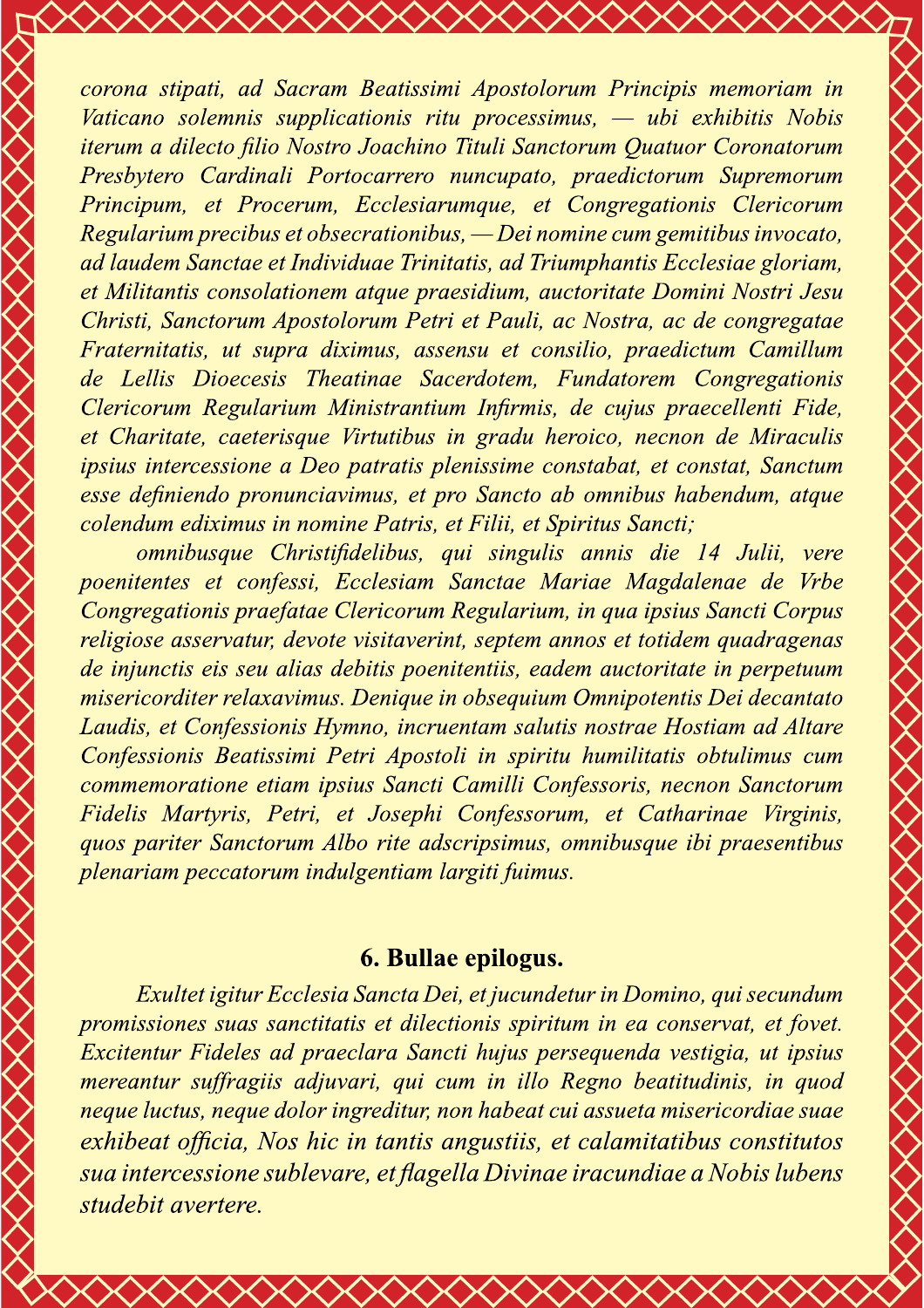*corona stipati, ad Sacram Beatissimi Apostolorum Principis memoriam in Vaticano solemnis supplicationis ritu processimus, — ubi exhibitis Nobis iterum a dilecto filio Nostro Joachino Tituli Sanctorum Quatuor Coronatorum Presbytero Cardinali Portocarrero nuncupato, praedictorum Supremorum Principum, et Procerum, Ecclesiarumque, et Congregationis Clericorum Regularium precibus et obsecrationibus, — Dei nomine cum gemitibus invocato, ad laudem Sanctae et Individuae Trinitatis, ad Triumphantis Ecclesiae gloriam, et Militantis consolationem atque praesidium, auctoritate Domini Nostri Jesu Christi, Sanctorum Apostolorum Petri et Pauli, ac Nostra, ac de congregatae Fraternitatis, ut supra diximus, assensu et consilio, praedictum Camillum de Lellis Dioecesis Theatinae Sacerdotem, Fundatorem Congregationis Clericorum Regularium Ministrantium Infirmis, de cujus praecellenti Fide, et Charitate, caeterisque Virtutibus in gradu heroico, necnon de Miraculis ipsius intercessione a Deo patratis plenissime constabat, et constat, Sanctum esse definiendo pronunciavimus, et pro Sancto ab omnibus habendum, atque colendum ediximus in nomine Patris, et Filii, et Spiritus Sancti;*

*omnibusque Christifidelibus, qui singulis annis die 14 Julii, vere poenitentes et confessi, Ecclesiam Sanctae Mariae Magdalenae de Vrbe Congregationis praefatae Clericorum Regularium, in qua ipsius Sancti Corpus religiose asservatur, devote visitaverint, septem annos et totidem quadragenas de injunctis eis seu alias debitis poenitentiis, eadem auctoritate in perpetuum misericorditer relaxavimus. Denique in obsequium Omnipotentis Dei decantato Laudis, et Confessionis Hymno, incruentam salutis nostrae Hostiam ad Altare Confessionis Beatissimi Petri Apostoli in spiritu humilitatis obtulimus cum commemoratione etiam ipsius Sancti Camilli Confessoris, necnon Sanctorum Fidelis Martyris, Petri, et Josephi Confessorum, et Catharinae Virginis, quos pariter Sanctorum Albo rite adscripsimus, omnibusque ibi praesentibus plenariam peccatorum indulgentiam largiti fuimus.*

## 6. Bullae epilogus.

*Exultet igitur Ecclesia Sancta Dei, et jucundetur in Domino, qui secundum promissiones suas sanctitatis et dilectionis spiritum in ea conservat, et fovet. Excitentur Fideles ad praeclara Sancti hujus persequenda vestigia, ut ipsius mereantur suffragiis adjuvari, qui cum in illo Regno beatitudinis, in quod neque luctus, neque dolor ingreditur, non habeat cui assueta misericordiae suae exhibeat officia, Nos hic in tantis angustiis, et calamitatibus constitutos sua intercessione sublevare, et flagella Divinae iracundiae a Nobis lubens studebit avertere.*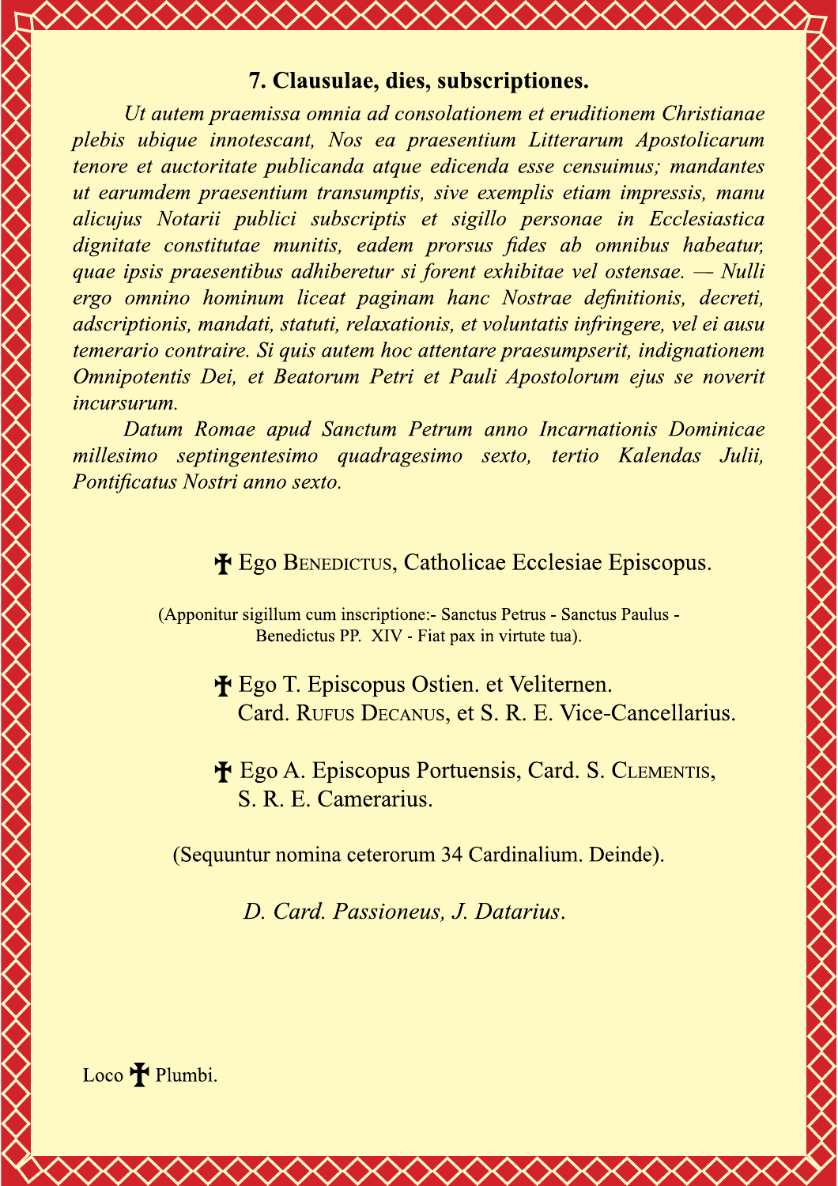### 7. Clausulae, dies, subscriptiones.

*Ut autem praemissa omnia ad consolationem et eruditionem Christianae plebis ubique innotescant, Nos ea praesentium Litterarum Apostolicarum tenore et auctoritate publicanda atque edicenda esse censuimus; mandantes ut earumdem praesentium transumptis, sive exemplis etiam impressis, manu alicujus Notarii publici subscriptis et sigillo personae in Ecclesiastica dignitate constitutae munitis, eadem prorsus fides ab omnibus habeatur, quae ipsis praesentibus adhiberetur si forent exhibitae vel ostensae. — Nulli ergo omnino hominum liceat paginam hanc Nostrae definitionis, decreti, adscriptionis, mandati, statuti, relaxationis, et voluntatis infringere, vel ei ausu temerario contraire. Si quis autem hoc attentare praesumpserit, indignationem Omnipotentis Dei, et Beatorum Petri et Pauli Apostolorum ejus se noverit incursurum.*

*Datum Romae apud Sanctum Petrum anno Incarnationis Dominicae millesimo septingentesimo quadragesimo sexto, tertio Kalendas Julii, Pontificatus Nostri anno sexto.*

✠ Ego Benedictus, Catholicae Ecclesiae Episcopus.

(Apponitur sigillum cum inscriptione:- Sanctus Petrus - Sanctus Paulus - Benedictus PP. XIV - Fiat pax in virtute tua).

✠ Ego T. Episcopus Ostien. et Veliternen.
Card. Rufus Decanus, et S. R. E. Vice-Cancellarius.

✠ Ego A. Episcopus Portuensis, Card. S. Clementis,
S. R. E. Camerarius.

(Sequuntur nomina ceterorum 34 Cardinalium. Deinde).

*D. Card. Passioneus, J. Datarius.*

Loco ✠ Plumbi.